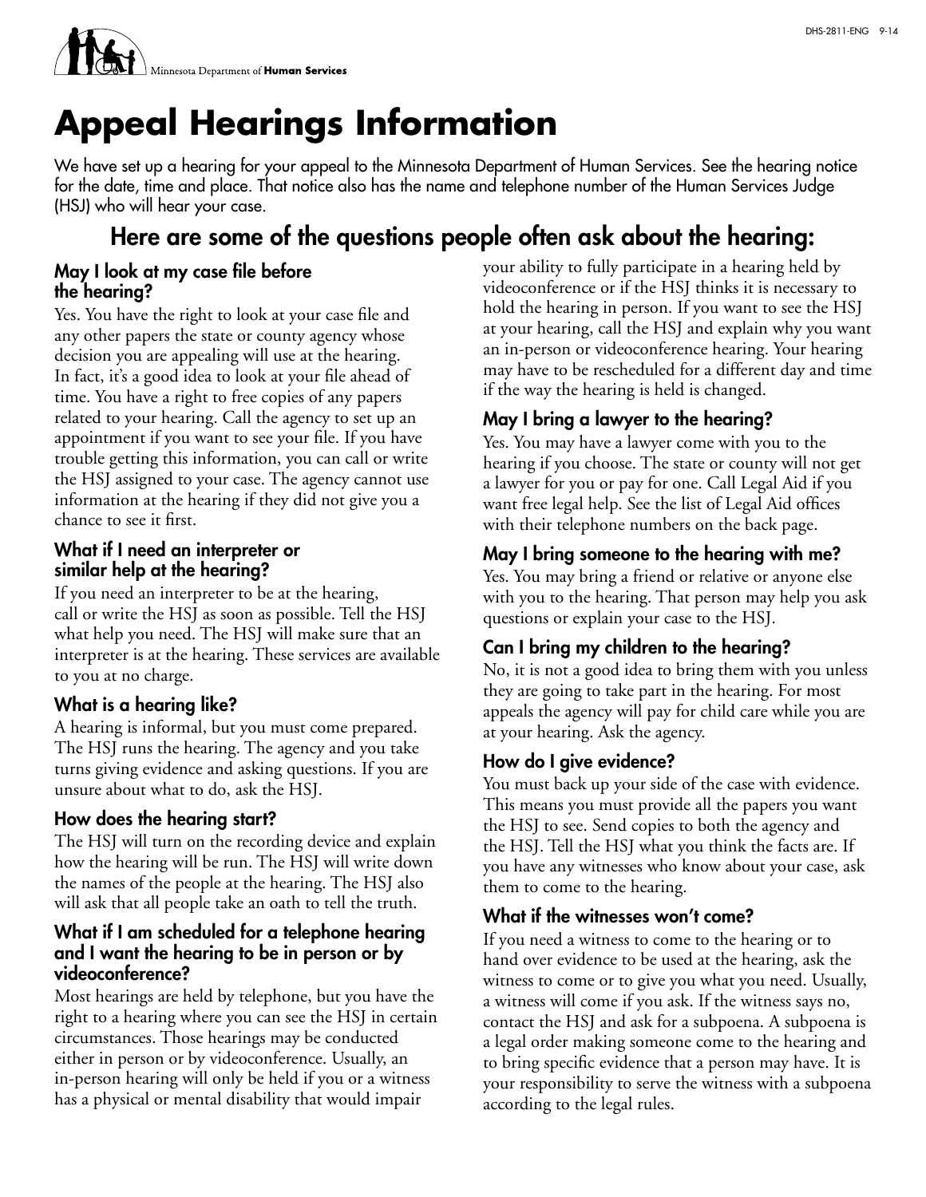Minnesota Department of **Human Services**

# Appeal Hearings Information

We have set up a hearing for your appeal to the Minnesota Department of Human Services. See the hearing notice for the date, time and place. That notice also has the name and telephone number of the Human Services Judge (HSJ) who will hear your case.

## Here are some of the questions people often ask about the hearing:

### May I look at my case file before the hearing?

Yes. You have the right to look at your case file and any other papers the state or county agency whose decision you are appealing will use at the hearing. In fact, it's a good idea to look at your file ahead of time. You have a right to free copies of any papers related to your hearing. Call the agency to set up an appointment if you want to see your file. If you have trouble getting this information, you can call or write the HSJ assigned to your case. The agency cannot use information at the hearing if they did not give you a chance to see it first.

### What if I need an interpreter or similar help at the hearing?

If you need an interpreter to be at the hearing, call or write the HSJ as soon as possible. Tell the HSJ what help you need. The HSJ will make sure that an interpreter is at the hearing. These services are available to you at no charge.

### What is a hearing like?

A hearing is informal, but you must come prepared. The HSJ runs the hearing. The agency and you take turns giving evidence and asking questions. If you are unsure about what to do, ask the HSJ.

### How does the hearing start?

The HSJ will turn on the recording device and explain how the hearing will be run. The HSJ will write down the names of the people at the hearing. The HSJ also will ask that all people take an oath to tell the truth.

### What if I am scheduled for a telephone hearing and I want the hearing to be in person or by videoconference?

Most hearings are held by telephone, but you have the right to a hearing where you can see the HSJ in certain circumstances. Those hearings may be conducted either in person or by videoconference. Usually, an in-person hearing will only be held if you or a witness has a physical or mental disability that would impair your ability to fully participate in a hearing held by videoconference or if the HSJ thinks it is necessary to hold the hearing in person. If you want to see the HSJ at your hearing, call the HSJ and explain why you want an in-person or videoconference hearing. Your hearing may have to be rescheduled for a different day and time if the way the hearing is held is changed.

### May I bring a lawyer to the hearing?

Yes. You may have a lawyer come with you to the hearing if you choose. The state or county will not get a lawyer for you or pay for one. Call Legal Aid if you want free legal help. See the list of Legal Aid offices with their telephone numbers on the back page.

### May I bring someone to the hearing with me?

Yes. You may bring a friend or relative or anyone else with you to the hearing. That person may help you ask questions or explain your case to the HSJ.

### Can I bring my children to the hearing?

No, it is not a good idea to bring them with you unless they are going to take part in the hearing. For most appeals the agency will pay for child care while you are at your hearing. Ask the agency.

### How do I give evidence?

You must back up your side of the case with evidence. This means you must provide all the papers you want the HSJ to see. Send copies to both the agency and the HSJ. Tell the HSJ what you think the facts are. If you have any witnesses who know about your case, ask them to come to the hearing.

### What if the witnesses won't come?

If you need a witness to come to the hearing or to hand over evidence to be used at the hearing, ask the witness to come or to give you what you need. Usually, a witness will come if you ask. If the witness says no, contact the HSJ and ask for a subpoena. A subpoena is a legal order making someone come to the hearing and to bring specific evidence that a person may have. It is your responsibility to serve the witness with a subpoena according to the legal rules.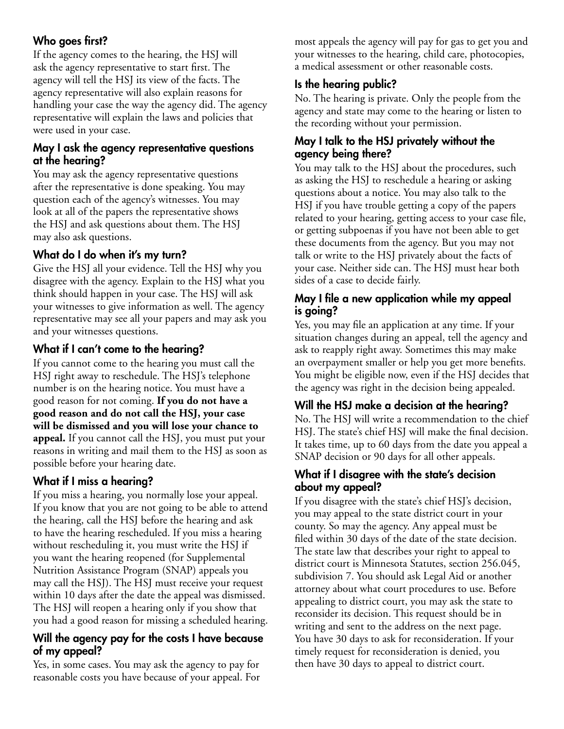### Who goes first?

If the agency comes to the hearing, the HSJ will ask the agency representative to start first. The agency will tell the HSJ its view of the facts. The agency representative will also explain reasons for handling your case the way the agency did. The agency representative will explain the laws and policies that were used in your case.

### May I ask the agency representative questions at the hearing?

You may ask the agency representative questions after the representative is done speaking. You may question each of the agency's witnesses. You may look at all of the papers the representative shows the HSJ and ask questions about them. The HSJ may also ask questions.

### What do I do when it's my turn?

Give the HSJ all your evidence. Tell the HSJ why you disagree with the agency. Explain to the HSJ what you think should happen in your case. The HSJ will ask your witnesses to give information as well. The agency representative may see all your papers and may ask you and your witnesses questions.

### What if I can't come to the hearing?

If you cannot come to the hearing you must call the HSJ right away to reschedule. The HSJ's telephone number is on the hearing notice. You must have a good reason for not coming. **If you do not have a good reason and do not call the HSJ, your case will be dismissed and you will lose your chance to appeal.** If you cannot call the HSJ, you must put your reasons in writing and mail them to the HSJ as soon as possible before your hearing date.

### What if I miss a hearing?

If you miss a hearing, you normally lose your appeal. If you know that you are not going to be able to attend the hearing, call the HSJ before the hearing and ask to have the hearing rescheduled. If you miss a hearing without rescheduling it, you must write the HSJ if you want the hearing reopened (for Supplemental Nutrition Assistance Program (SNAP) appeals you may call the HSJ). The HSJ must receive your request within 10 days after the date the appeal was dismissed. The HSJ will reopen a hearing only if you show that you had a good reason for missing a scheduled hearing.

### Will the agency pay for the costs I have because of my appeal?

Yes, in some cases. You may ask the agency to pay for reasonable costs you have because of your appeal. For most appeals the agency will pay for gas to get you and your witnesses to the hearing, child care, photocopies, a medical assessment or other reasonable costs.

### Is the hearing public?

No. The hearing is private. Only the people from the agency and state may come to the hearing or listen to the recording without your permission.

### May I talk to the HSJ privately without the agency being there?

You may talk to the HSJ about the procedures, such as asking the HSJ to reschedule a hearing or asking questions about a notice. You may also talk to the HSJ if you have trouble getting a copy of the papers related to your hearing, getting access to your case file, or getting subpoenas if you have not been able to get these documents from the agency. But you may not talk or write to the HSJ privately about the facts of your case. Neither side can. The HSJ must hear both sides of a case to decide fairly.

### May I file a new application while my appeal is going?

Yes, you may file an application at any time. If your situation changes during an appeal, tell the agency and ask to reapply right away. Sometimes this may make an overpayment smaller or help you get more benefits. You might be eligible now, even if the HSJ decides that the agency was right in the decision being appealed.

### Will the HSJ make a decision at the hearing?

No. The HSJ will write a recommendation to the chief HSJ. The state's chief HSJ will make the final decision. It takes time, up to 60 days from the date you appeal a SNAP decision or 90 days for all other appeals.

### What if I disagree with the state's decision about my appeal?

If you disagree with the state's chief HSJ's decision, you may appeal to the state district court in your county. So may the agency. Any appeal must be filed within 30 days of the date of the state decision. The state law that describes your right to appeal to district court is Minnesota Statutes, section 256.045, subdivision 7. You should ask Legal Aid or another attorney about what court procedures to use. Before appealing to district court, you may ask the state to reconsider its decision. This request should be in writing and sent to the address on the next page. You have 30 days to ask for reconsideration. If your timely request for reconsideration is denied, you then have 30 days to appeal to district court.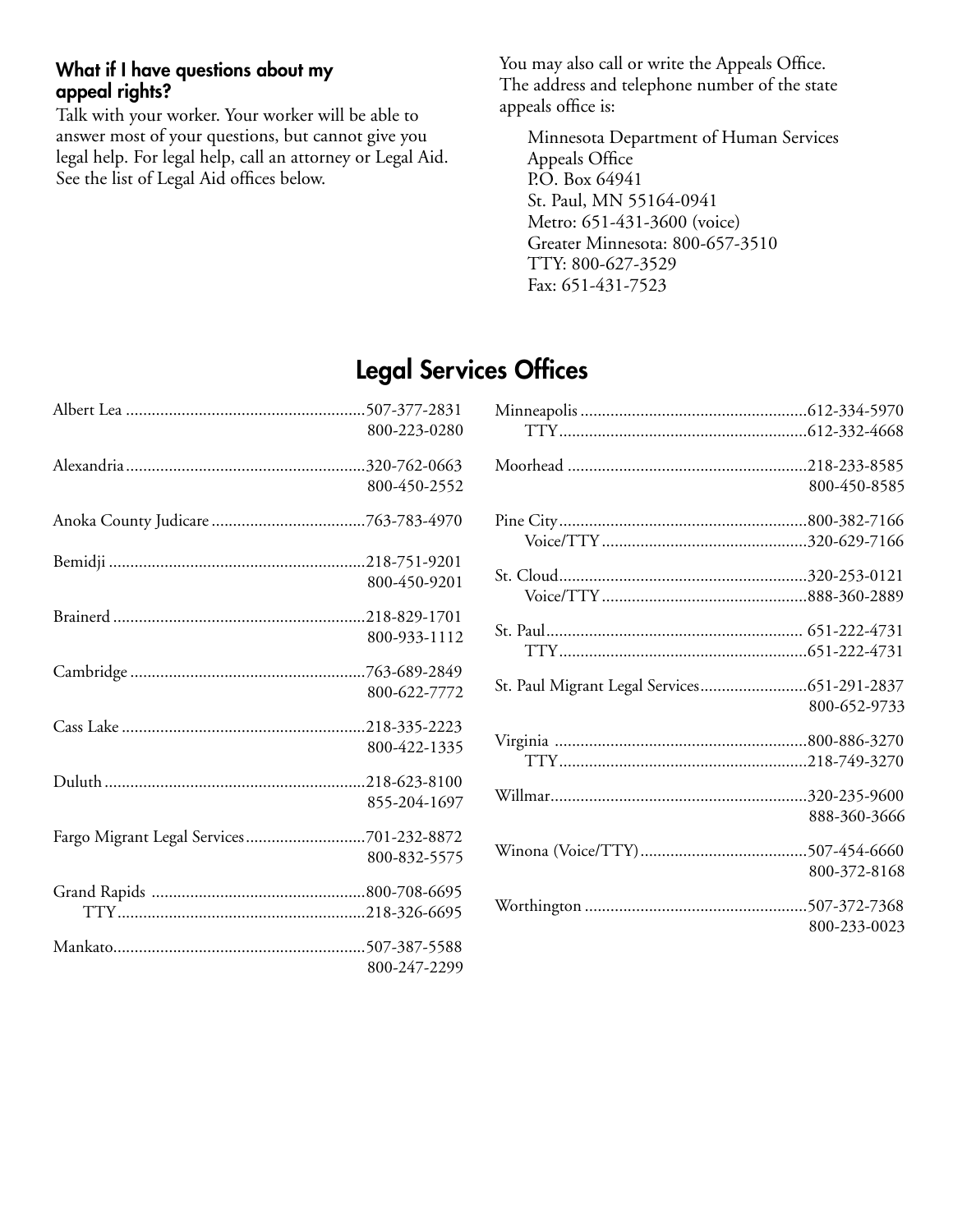### What if I have questions about my appeal rights?

Talk with your worker. Your worker will be able to answer most of your questions, but cannot give you legal help. For legal help, call an attorney or Legal Aid. See the list of Legal Aid offices below.

You may also call or write the Appeals Office. The address and telephone number of the state appeals office is:

Minnesota Department of Human Services
Appeals Office
P.O. Box 64941
St. Paul, MN 55164-0941
Metro: 651-431-3600 (voice)
Greater Minnesota: 800-657-3510
TTY: 800-627-3529
Fax: 651-431-7523

## Legal Services Offices

| Office | Phone |
| --- | --- |
| Albert Lea | 507-377-2831<br>800-223-0280 |
| Alexandria | 320-762-0663<br>800-450-2552 |
| Anoka County Judicare | 763-783-4970 |
| Bemidji | 218-751-9201<br>800-450-9201 |
| Brainerd | 218-829-1701<br>800-933-1112 |
| Cambridge | 763-689-2849<br>800-622-7772 |
| Cass Lake | 218-335-2223<br>800-422-1335 |
| Duluth | 218-623-8100<br>855-204-1697 |
| Fargo Migrant Legal Services | 701-232-8872<br>800-832-5575 |
| Grand Rapids | 800-708-6695 |
| TTY | 218-326-6695 |
| Mankato | 507-387-5588<br>800-247-2299 |
| Minneapolis | 612-334-5970 |
| TTY | 612-332-4668 |
| Moorhead | 218-233-8585<br>800-450-8585 |
| Pine City | 800-382-7166 |
| Voice/TTY | 320-629-7166 |
| St. Cloud | 320-253-0121 |
| Voice/TTY | 888-360-2889 |
| St. Paul | 651-222-4731 |
| TTY | 651-222-4731 |
| St. Paul Migrant Legal Services | 651-291-2837<br>800-652-9733 |
| Virginia | 800-886-3270 |
| TTY | 218-749-3270 |
| Willmar | 320-235-9600<br>888-360-3666 |
| Winona (Voice/TTY) | 507-454-6660<br>800-372-8168 |
| Worthington | 507-372-7368<br>800-233-0023 |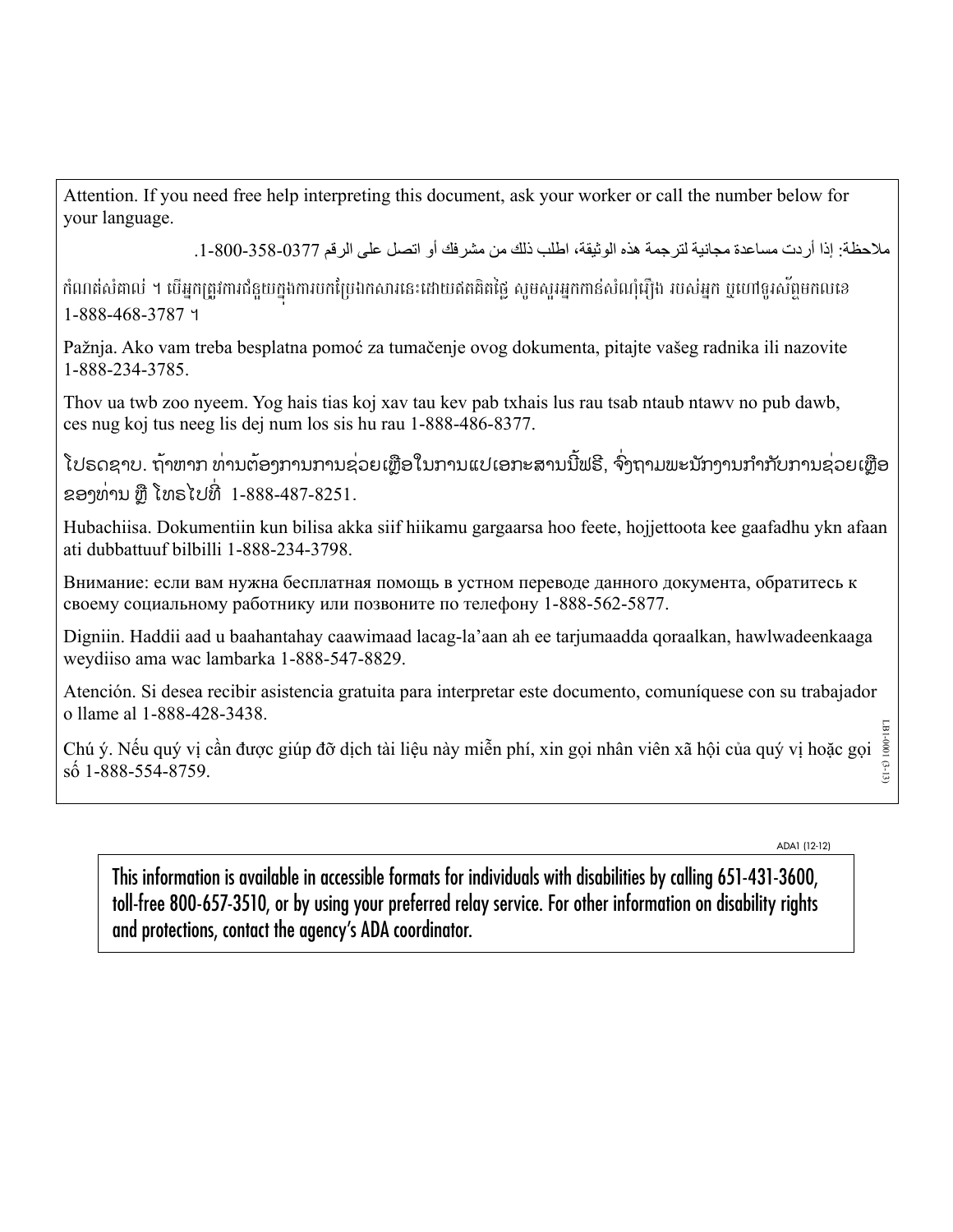Attention. If you need free help interpreting this document, ask your worker or call the number below for your language.

ملاحظة: إذا أردت مساعدة مجانية لترجمة هذه الوثيقة، اطلب ذلك من مشرفك أو اتصل على الرقم 1-800-358-0377.

កំណត់សំគាល់ ។ បើអ្នកត្រូវការជំនួយក្នុងការបកប្រែឯកសារនេះដោយឥតគិតថ្លៃ សូមសួរអ្នកកាន់សំណុំរឿង របស់អ្នក ឬហៅទូរស័ព្ទមកលេខ 1-888-468-3787 ។

Pažnja. Ako vam treba besplatna pomoć za tumačenje ovog dokumenta, pitajte vašeg radnika ili nazovite 1-888-234-3785.

Thov ua twb zoo nyeem. Yog hais tias koj xav tau kev pab txhais lus rau tsab ntaub ntawv no pub dawb, ces nug koj tus neeg lis dej num los sis hu rau 1-888-486-8377.

ໂປຣດຊາບ. ຖ້າຫາກ ທ່ານຕ້ອງການການຊ່ວຍເຫຼືອໃນການແປເອກະສານນີ້ຟຣີ, ຈົ່ງຖາມພະນັກງານກໍາກັບການຊ່ວຍເຫຼືອຂອງທ່ານ ຫຼື ໂທຣໄປທີ່ 1-888-487-8251.

Hubachiisa. Dokumentiin kun bilisa akka siif hiikamu gargaarsa hoo feete, hojjettoota kee gaafadhu ykn afaan ati dubbattuuf bilbilli 1-888-234-3798.

Внимание: если вам нужна бесплатная помощь в устном переводе данного документа, обратитесь к своему социальному работнику или позвоните по телефону 1-888-562-5877.

Digniin. Haddii aad u baahantahay caawimaad lacag-la'aan ah ee tarjumaadda qoraalkan, hawlwadeenkaaga weydiiso ama wac lambarka 1-888-547-8829.

Atención. Si desea recibir asistencia gratuita para interpretar este documento, comuníquese con su trabajador o llame al 1-888-428-3438.

Chú ý. Nếu quý vị cần được giúp đỡ dịch tài liệu này miễn phí, xin gọi nhân viên xã hội của quý vị hoặc gọi số 1-888-554-8759.

LB1-0001 (3-13)

ADA1 (12-12)

This information is available in accessible formats for individuals with disabilities by calling 651-431-3600, toll-free 800-657-3510, or by using your preferred relay service. For other information on disability rights and protections, contact the agency's ADA coordinator.